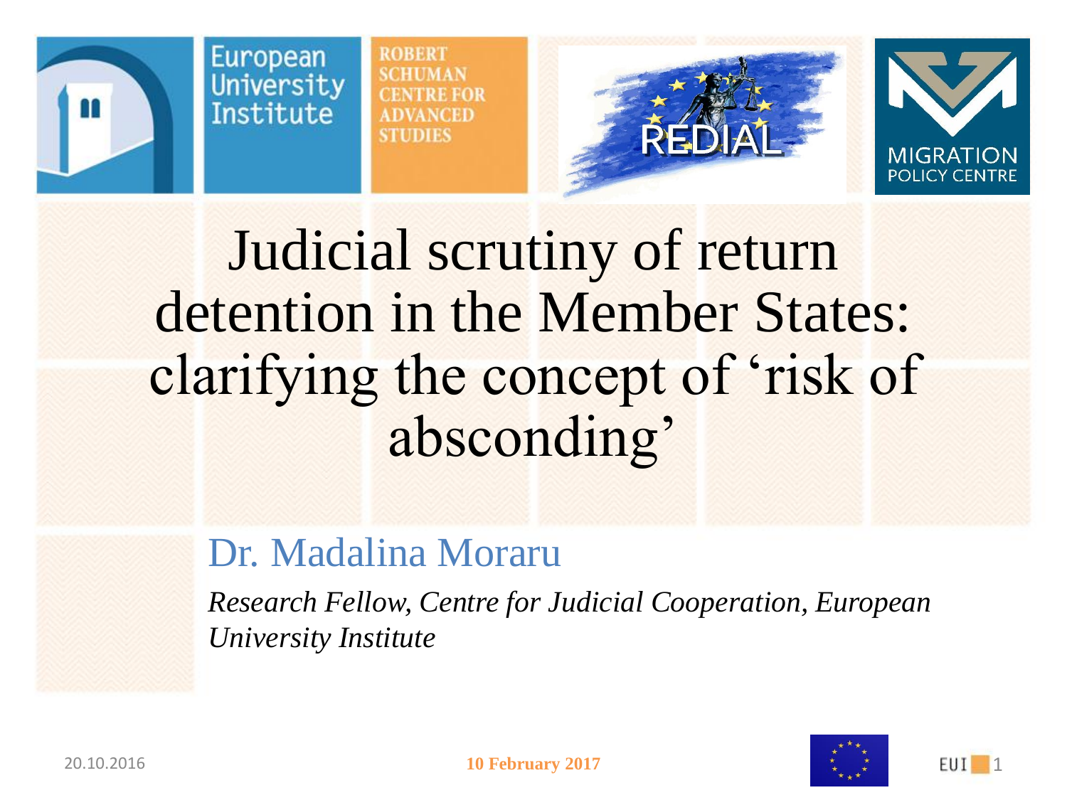# Judicial scrutiny of return detention in the Member States: clarifying the concept of 'risk of absconding'

Dr. Madalina Moraru

*Research Fellow, Centre for Judicial Cooperation, European University Institute*

**10 February 2017**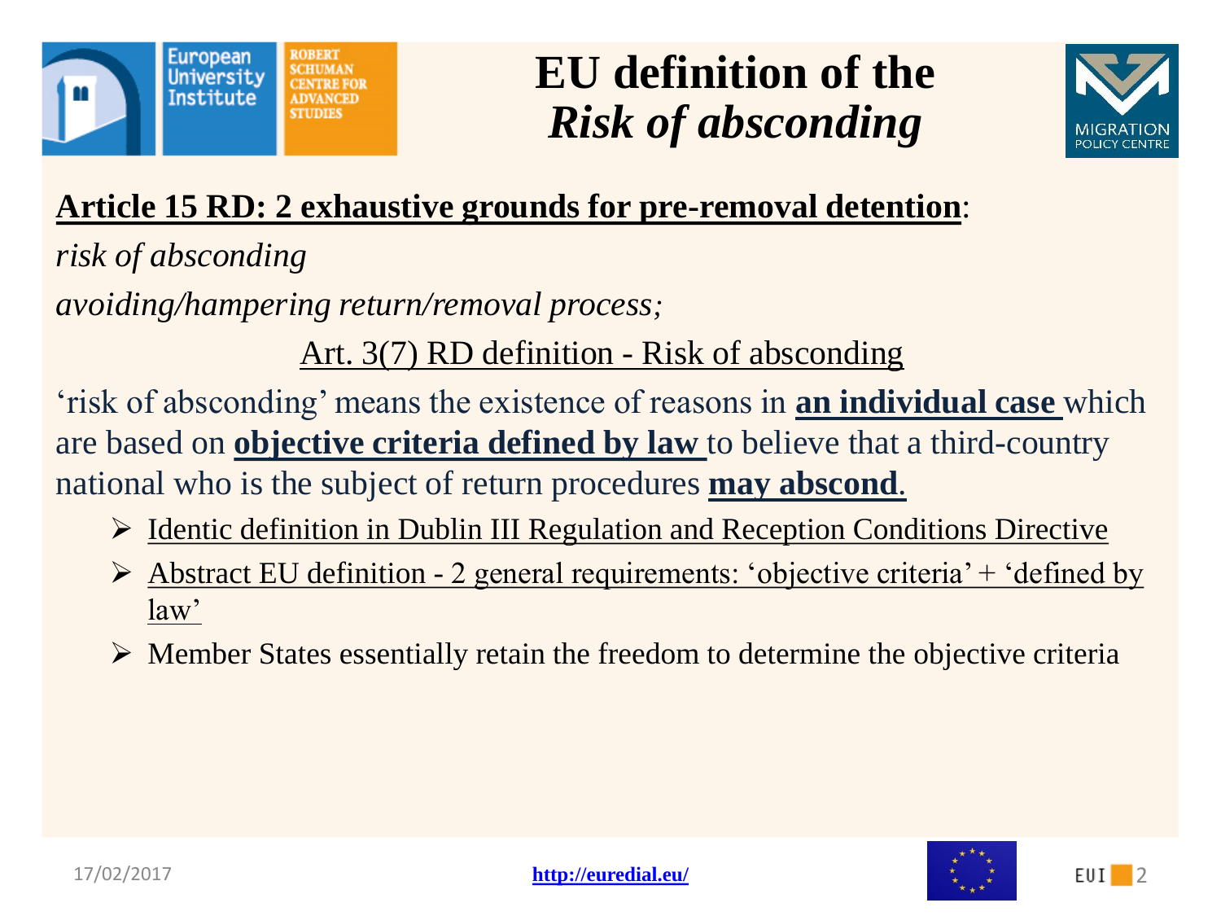# EU definition of the *Risk of absconding*

**Article 15 RD: 2 exhaustive grounds for pre-removal detention**:

*risk of absconding*

*avoiding/hampering return/removal process;*

Art. 3(7) RD definition - Risk of absconding

'risk of absconding' means the existence of reasons in **an individual case** which are based on **objective criteria defined by law** to believe that a third-country national who is the subject of return procedures **may abscond**.

- Identic definition in Dublin III Regulation and Reception Conditions Directive
- Abstract EU definition - 2 general requirements: 'objective criteria' + 'defined by law'
- Member States essentially retain the freedom to determine the objective criteria

17/02/2017

http://euredial.eu/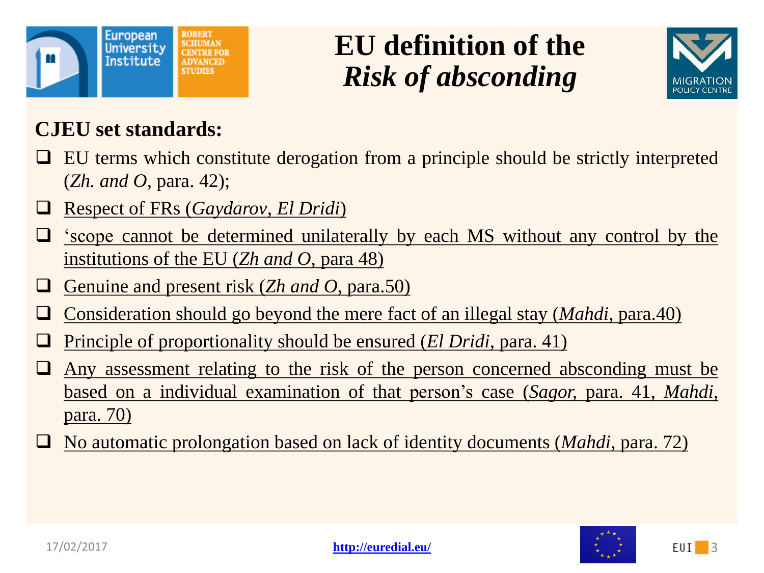# EU definition of the *Risk of absconding*

**CJEU set standards:**

- EU terms which constitute derogation from a principle should be strictly interpreted (*Zh. and O*, para. 42);
- Respect of FRs (*Gaydarov*, *El Dridi*)
- 'scope cannot be determined unilaterally by each MS without any control by the institutions of the EU (*Zh and O*, para 48)
- Genuine and present risk (*Zh and O*, para.50)
- Consideration should go beyond the mere fact of an illegal stay (*Mahdi*, para.40)
- Principle of proportionality should be ensured (*El Dridi*, para. 41)
- Any assessment relating to the risk of the person concerned absconding must be based on a individual examination of that person's case (*Sagor,* para. 41, *Mahdi*, para. 70)
- No automatic prolongation based on lack of identity documents (*Mahdi*, para. 72)

17/02/2017

http://euredial.eu/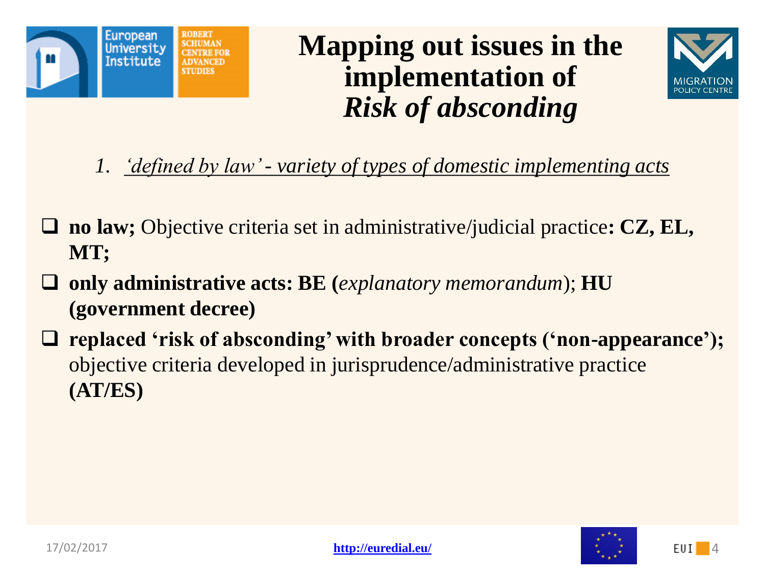# Mapping out issues in the implementation of *Risk of absconding*

1. *'defined by law' - variety of types of domestic implementing acts*

- **no law;** Objective criteria set in administrative/judicial practice**: CZ, EL, MT;**
- **only administrative acts: BE (***explanatory memorandum*); **HU (government decree)**
- **replaced 'risk of absconding' with broader concepts ('non-appearance');** objective criteria developed in jurisprudence/administrative practice **(AT/ES)**

17/02/2017

**http://euredial.eu/**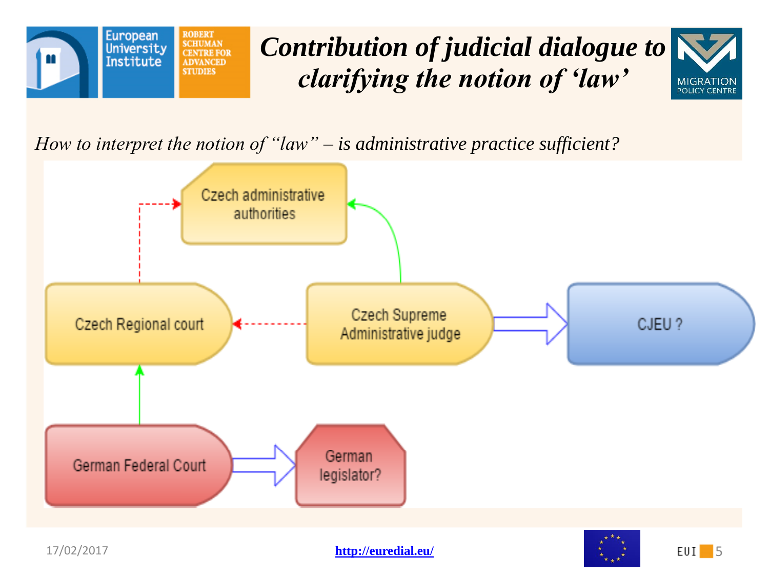# *Contribution of judicial dialogue to clarifying the notion of 'law'*

*How to interpret the notion of "law" – is administrative practice sufficient?*

Czech administrative authorities

Czech Regional court

Czech Supreme Administrative judge

CJEU ?

German Federal Court

German legislator?

17/02/2017

http://euredial.eu/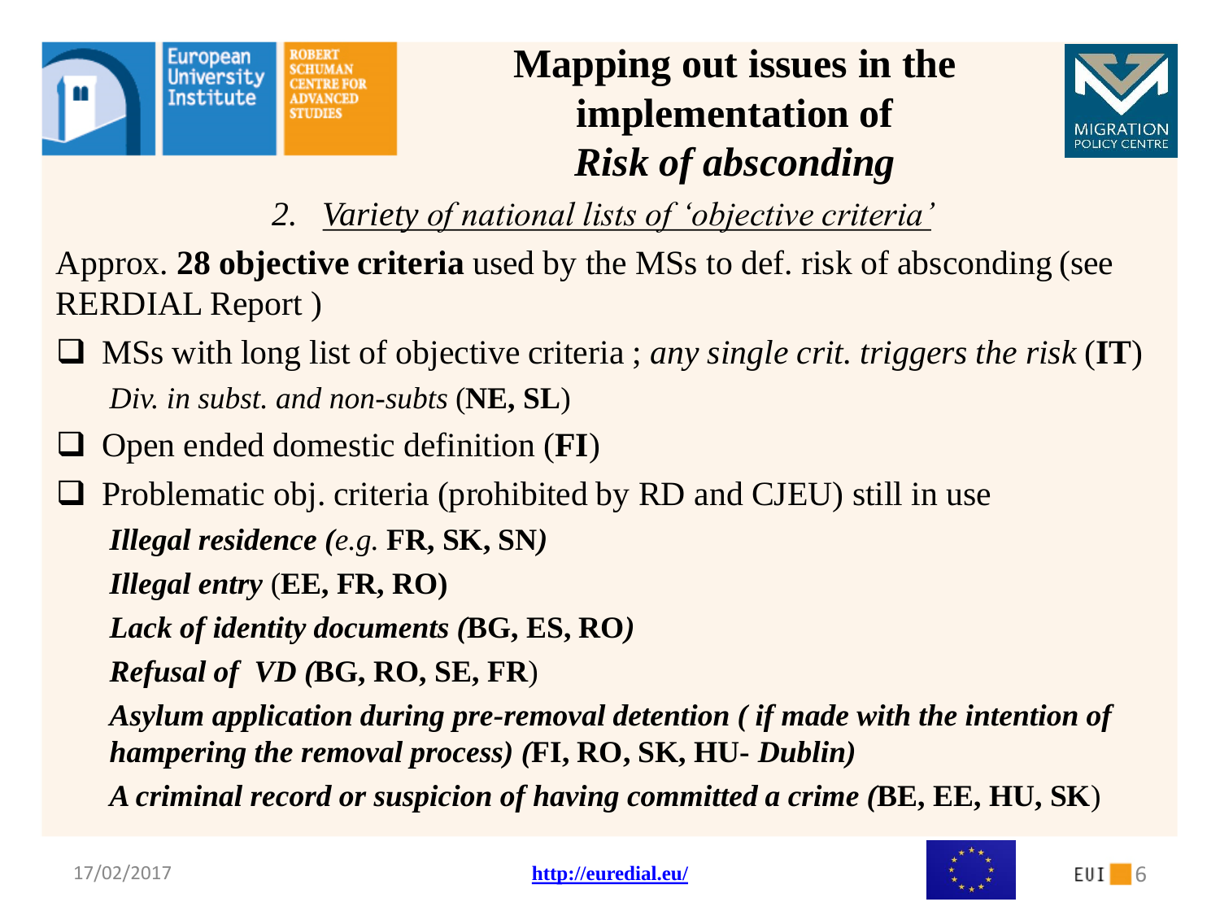# Mapping out issues in the implementation of *Risk of absconding*

## 2. *Variety of national lists of 'objective criteria'*

Approx. **28 objective criteria** used by the MSs to def. risk of absconding (see RERDIAL Report )

- MSs with long list of objective criteria ; *any single crit. triggers the risk* (**IT**)
  *Div. in subst. and non-subts* (**NE, SL**)
- Open ended domestic definition (**FI**)
- Problematic obj. criteria (prohibited by RD and CJEU) still in use
  ***Illegal residence (****e.g.* **FR, SK, SN***)*
  ***Illegal entry*** (**EE, FR, RO)**
  ***Lack of identity documents (*****BG, ES, RO***)*
  ***Refusal of VD (*****BG, RO, SE, FR**)
  ***Asylum application during pre-removal detention ( if made with the intention of hampering the removal process) (*****FI, RO, SK, HU-** ***Dublin)***
  ***A criminal record or suspicion of having committed a crime (*****BE, EE, HU, SK**)

17/02/2017

http://euredial.eu/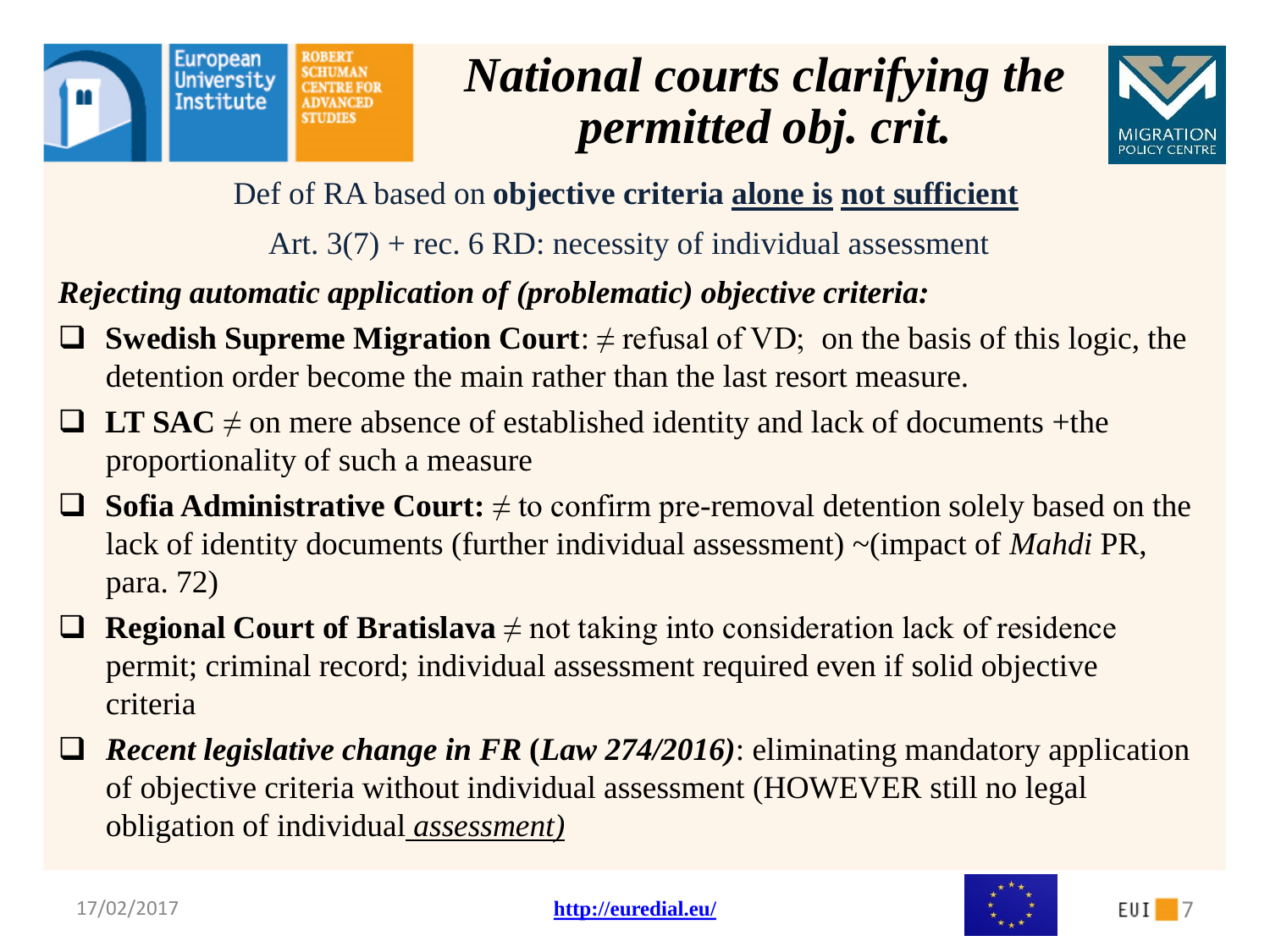# *National courts clarifying the permitted obj. crit.*

Def of RA based on **objective criteria** **alone is** **not sufficient**

Art. 3(7) + rec. 6 RD: necessity of individual assessment

***Rejecting automatic application of (problematic) objective criteria:***

- **Swedish Supreme Migration Court**: ≠ refusal of VD; on the basis of this logic, the detention order become the main rather than the last resort measure.
- **LT SAC** ≠ on mere absence of established identity and lack of documents +the proportionality of such a measure
- **Sofia Administrative Court:** ≠ to confirm pre-removal detention solely based on the lack of identity documents (further individual assessment) ~(impact of *Mahdi* PR, para. 72)
- **Regional Court of Bratislava** ≠ not taking into consideration lack of residence permit; criminal record; individual assessment required even if solid objective criteria
- ***Recent legislative change in FR*** **(*Law 274/2016)***: eliminating mandatory application of objective criteria without individual assessment (HOWEVER still no legal obligation of individual *assessment)*

17/02/2017

http://euredial.eu/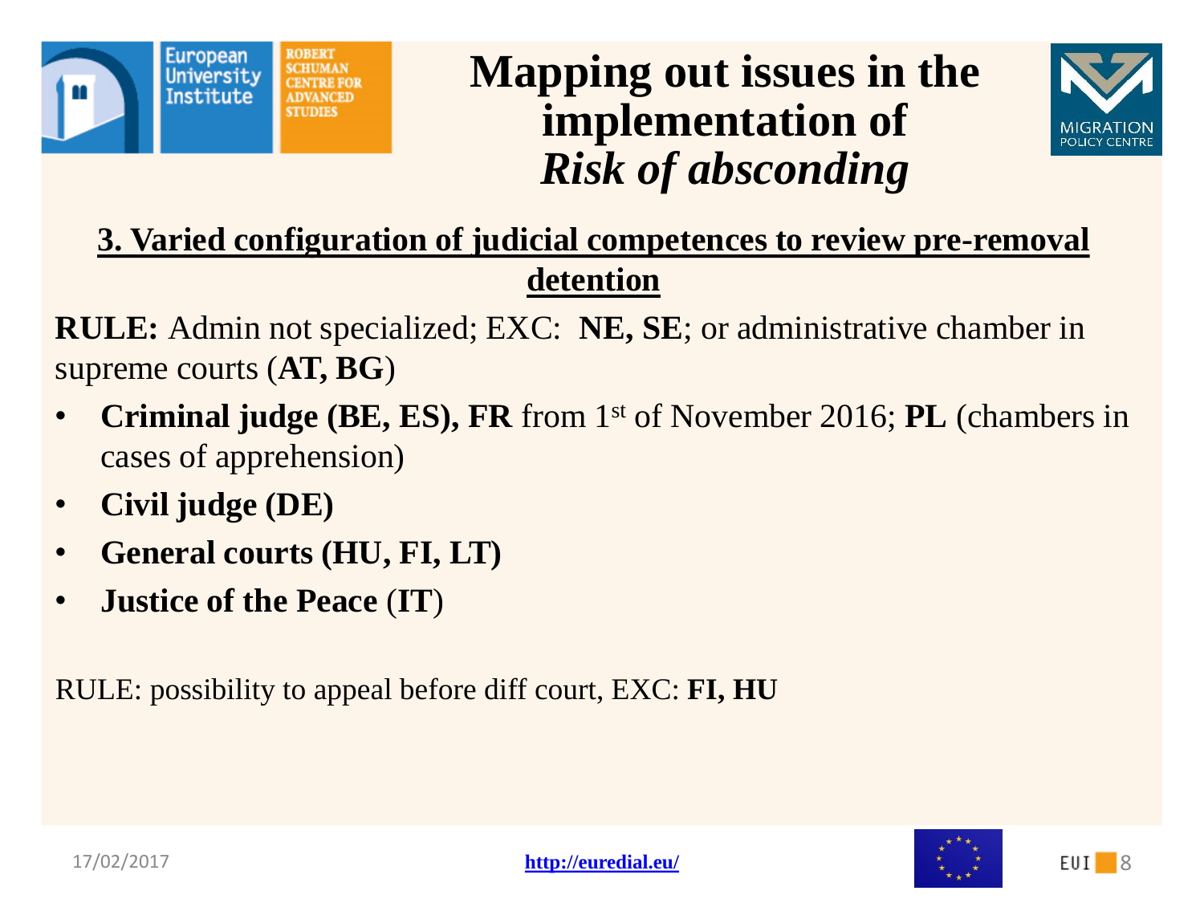# Mapping out issues in the implementation of *Risk of absconding*

## 3. Varied configuration of judicial competences to review pre-removal detention

**RULE:** Admin not specialized; EXC: **NE, SE**; or administrative chamber in supreme courts (**AT, BG**)

- **Criminal judge (BE, ES), FR** from 1st of November 2016; **PL** (chambers in cases of apprehension)
- **Civil judge (DE)**
- **General courts (HU, FI, LT)**
- **Justice of the Peace** (**IT**)

RULE: possibility to appeal before diff court, EXC: **FI, HU**

17/02/2017

**http://euredial.eu/**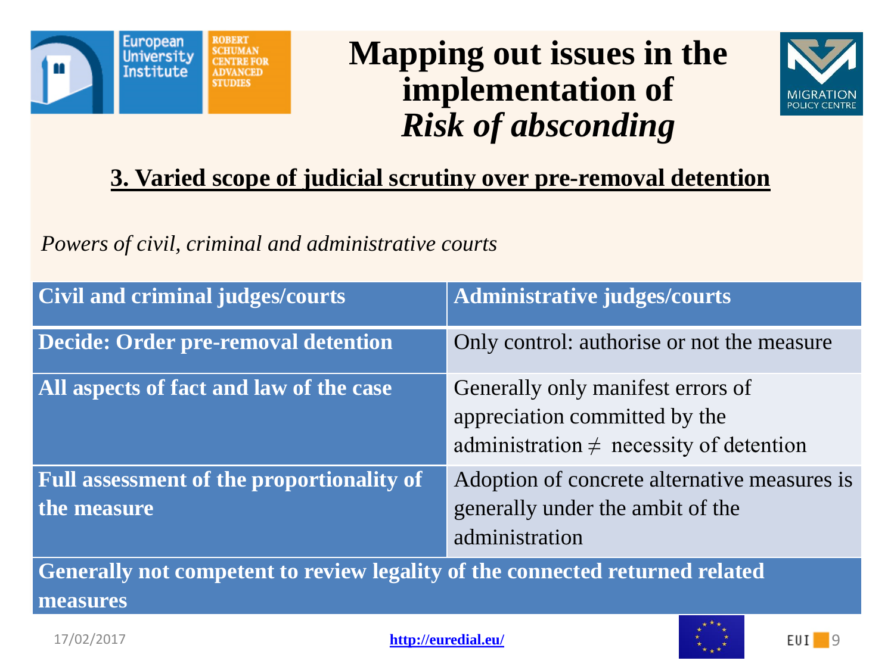# Mapping out issues in the implementation of *Risk of absconding*

## 3. Varied scope of judicial scrutiny over pre-removal detention

*Powers of civil, criminal and administrative courts*

| Civil and criminal judges/courts | Administrative judges/courts |
|---|---|
| **Decide: Order pre-removal detention** | Only control: authorise or not the measure |
| **All aspects of fact and law of the case** | Generally only manifest errors of appreciation committed by the administration $\neq$ necessity of detention |
| **Full assessment of the proportionality of the measure** | Adoption of concrete alternative measures is generally under the ambit of the administration |
| **Generally not competent to review legality of the connected returned related measures** | |

17/02/2017

http://euredial.eu/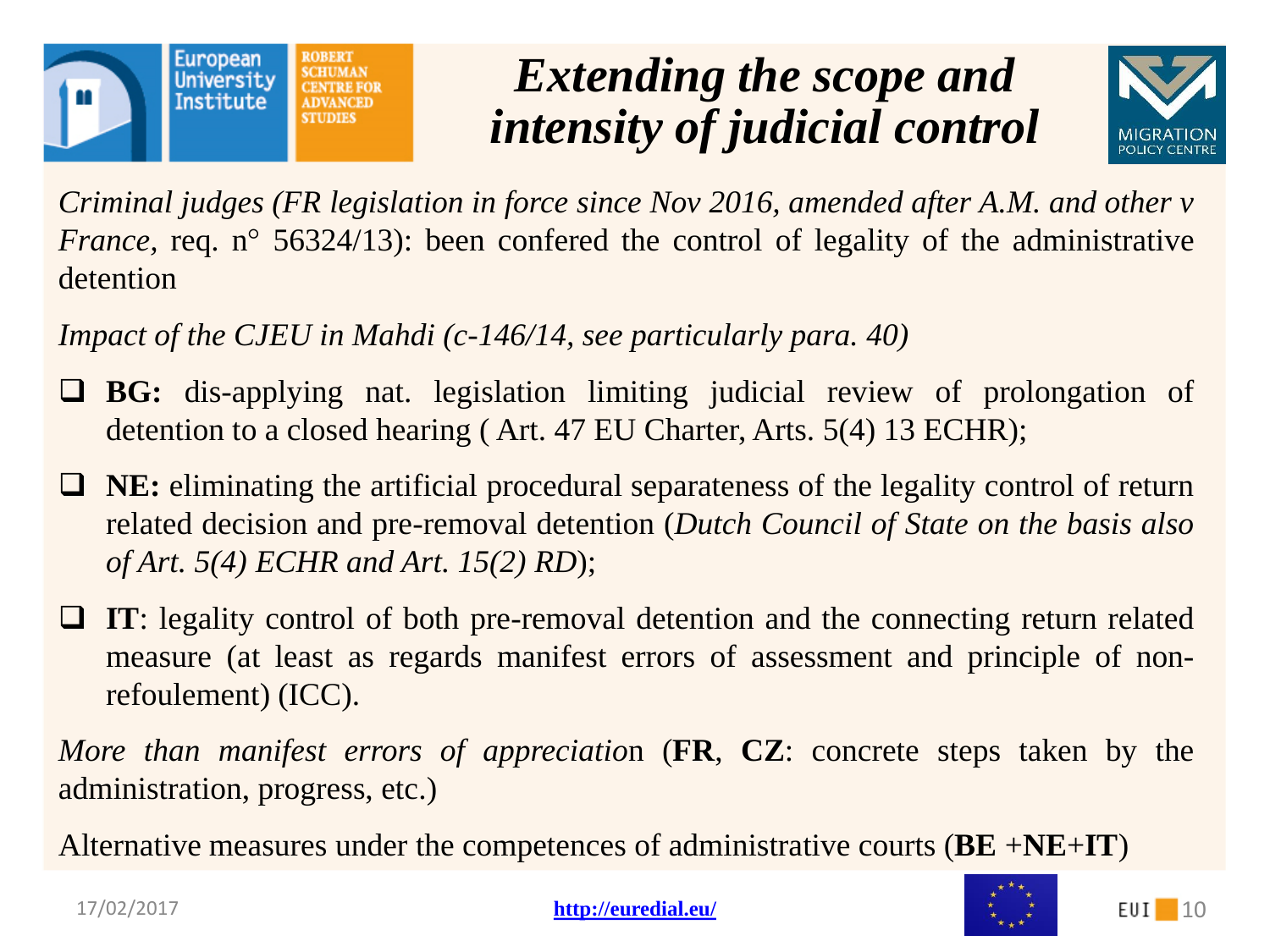# *Extending the scope and intensity of judicial control*

*Criminal judges (FR legislation in force since Nov 2016, amended after A.M. and other v France,* req. n° 56324/13): been confered the control of legality of the administrative detention

*Impact of the CJEU in Mahdi (c-146/14, see particularly para. 40)*

- **BG:** dis-applying nat. legislation limiting judicial review of prolongation of detention to a closed hearing ( Art. 47 EU Charter, Arts. 5(4) 13 ECHR);
- **NE:** eliminating the artificial procedural separateness of the legality control of return related decision and pre-removal detention (*Dutch Council of State on the basis also of Art. 5(4) ECHR and Art. 15(2) RD*);
- **IT**: legality control of both pre-removal detention and the connecting return related measure (at least as regards manifest errors of assessment and principle of non-refoulement) (ICC).

*More than manifest errors of appreciatio*n (**FR**, **CZ**: concrete steps taken by the administration, progress, etc.)

Alternative measures under the competences of administrative courts (**BE** +**NE**+**IT**)

17/02/2017 **http://euredial.eu/**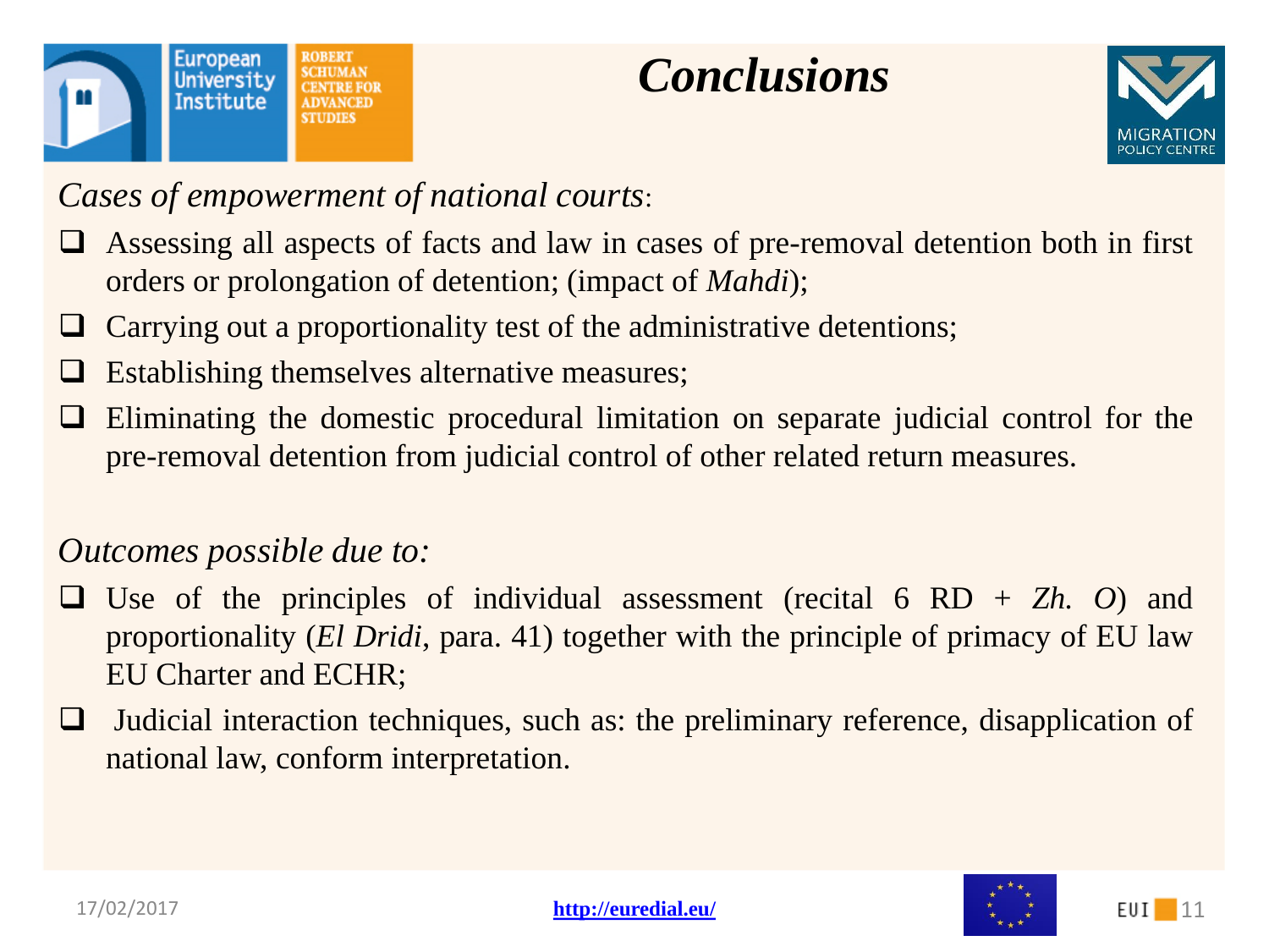# *Conclusions*

*Cases of empowerment of national courts*:

- Assessing all aspects of facts and law in cases of pre-removal detention both in first orders or prolongation of detention; (impact of *Mahdi*);
- Carrying out a proportionality test of the administrative detentions;
- Establishing themselves alternative measures;
- Eliminating the domestic procedural limitation on separate judicial control for the pre-removal detention from judicial control of other related return measures.

*Outcomes possible due to:*

- Use of the principles of individual assessment (recital 6 RD + *Zh. O*) and proportionality (*El Dridi*, para. 41) together with the principle of primacy of EU law EU Charter and ECHR;
- Judicial interaction techniques, such as: the preliminary reference, disapplication of national law, conform interpretation.

17/02/2017

http://euredial.eu/